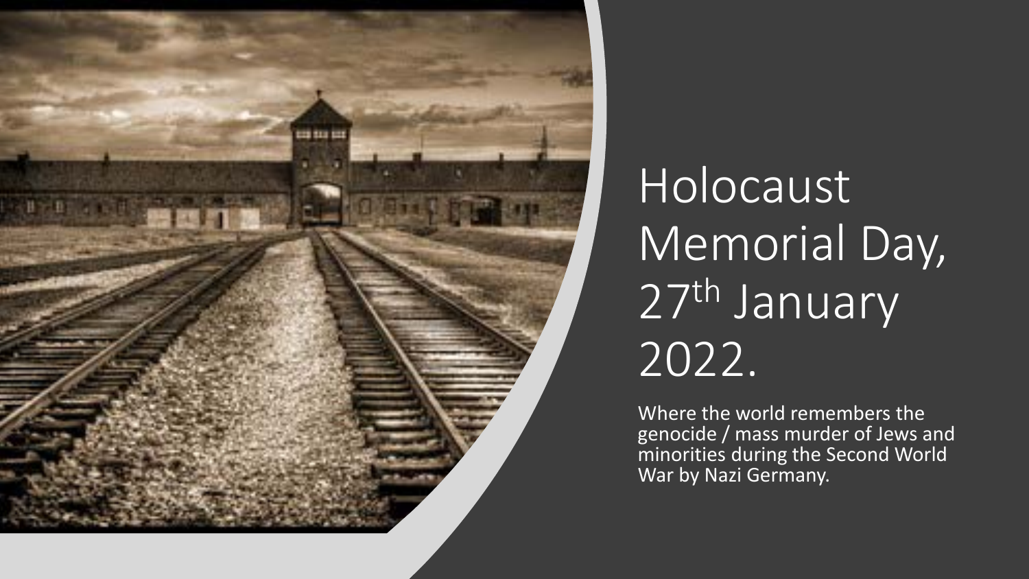# Holocaust Memorial Day, 27th January 2022.

Where the world remembers the genocide / mass murder of Jews and minorities during the Second World War by Nazi Germany.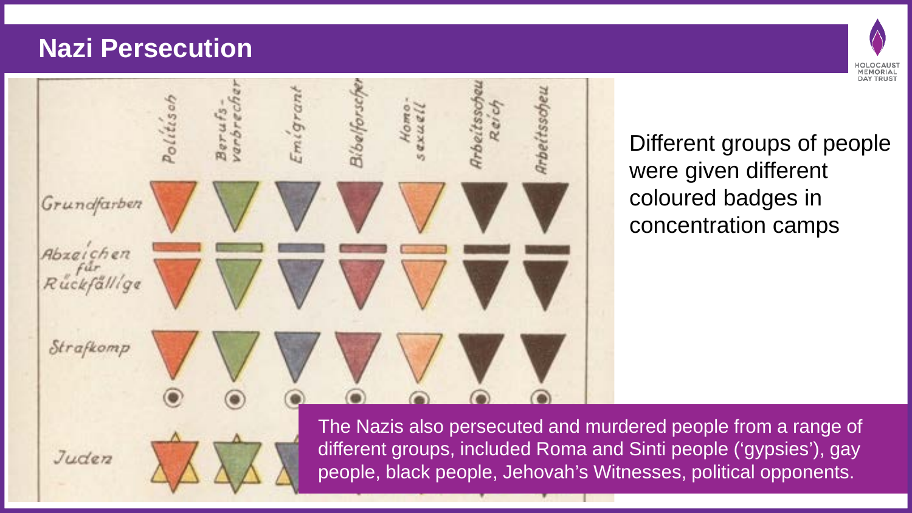# Nazi Persecution

Different groups of people were given different coloured badges in concentration camps

The Nazis also persecuted and murdered people from a range of different groups, included Roma and Sinti people ('gypsies'), gay people, black people, Jehovah's Witnesses, political opponents.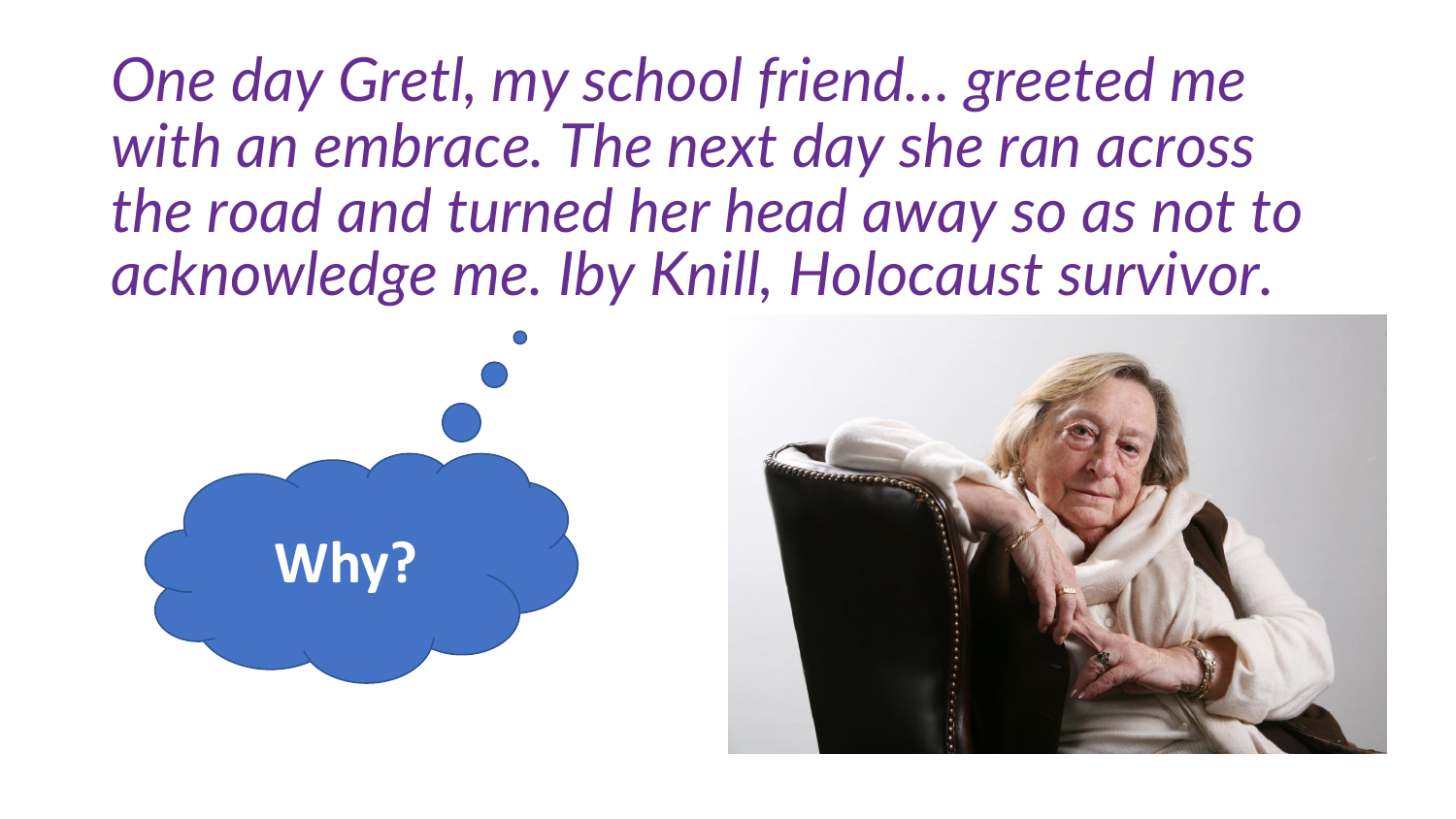*One day Gretl, my school friend… greeted me with an embrace. The next day she ran across the road and turned her head away so as not to acknowledge me. Iby Knill, Holocaust survivor.*

**Why?**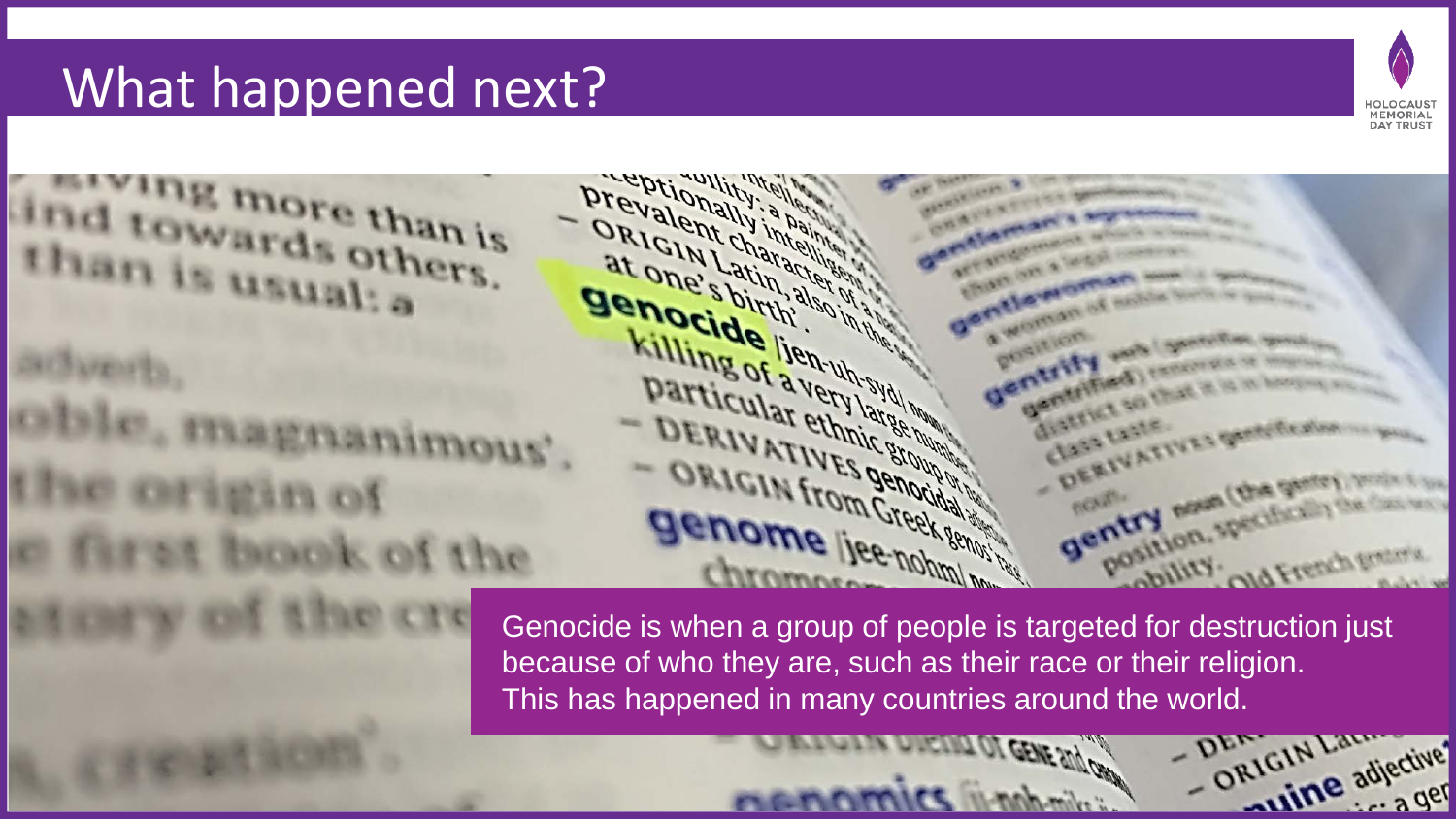# What happened next?

Genocide is when a group of people is targeted for destruction just because of who they are, such as their race or their religion. This has happened in many countries around the world.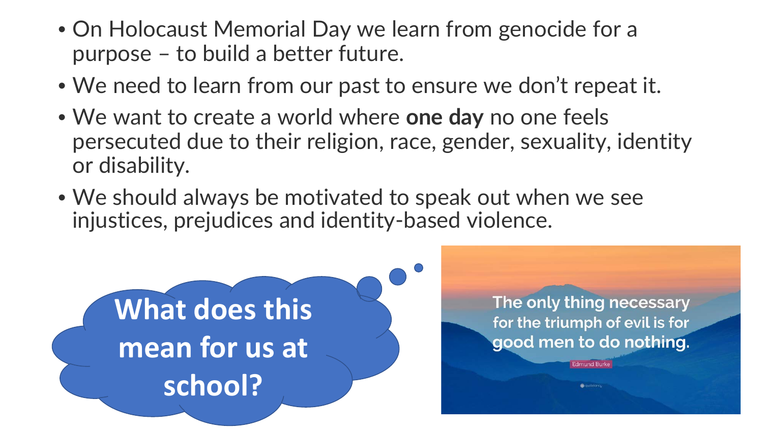- On Holocaust Memorial Day we learn from genocide for a purpose – to build a better future.
- We need to learn from our past to ensure we don't repeat it.
- We want to create a world where **one day** no one feels persecuted due to their religion, race, gender, sexuality, identity or disability.
- We should always be motivated to speak out when we see injustices, prejudices and identity-based violence.

**What does this mean for us at school?**

The only thing necessary for the triumph of evil is for good men to do nothing.

Edmund Burke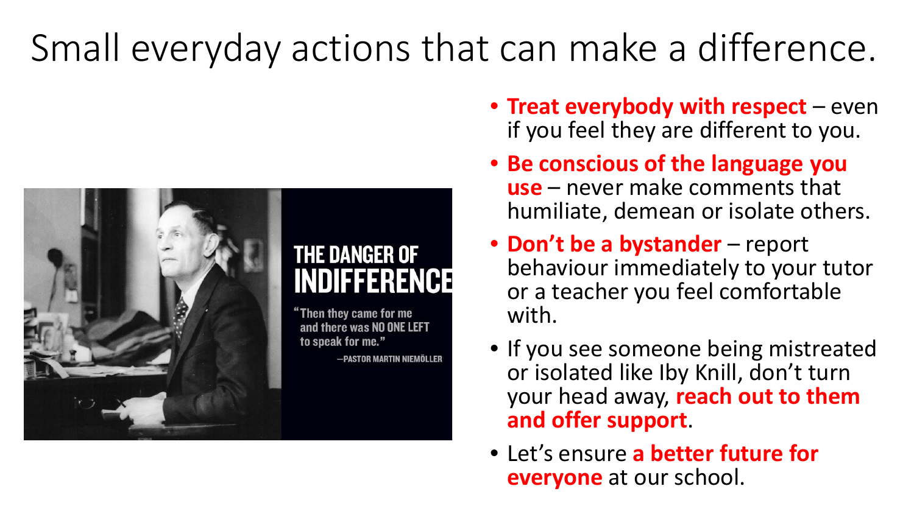# Small everyday actions that can make a difference.

THE DANGER OF INDIFFERENCE

"Then they came for me and there was NO ONE LEFT to speak for me."

—PASTOR MARTIN NIEMÖLLER

- **Treat everybody with respect** – even if you feel they are different to you.
- **Be conscious of the language you use** – never make comments that humiliate, demean or isolate others.
- **Don't be a bystander** – report behaviour immediately to your tutor or a teacher you feel comfortable with.
- If you see someone being mistreated or isolated like Iby Knill, don't turn your head away, **reach out to them and offer support**.
- Let's ensure **a better future for everyone** at our school.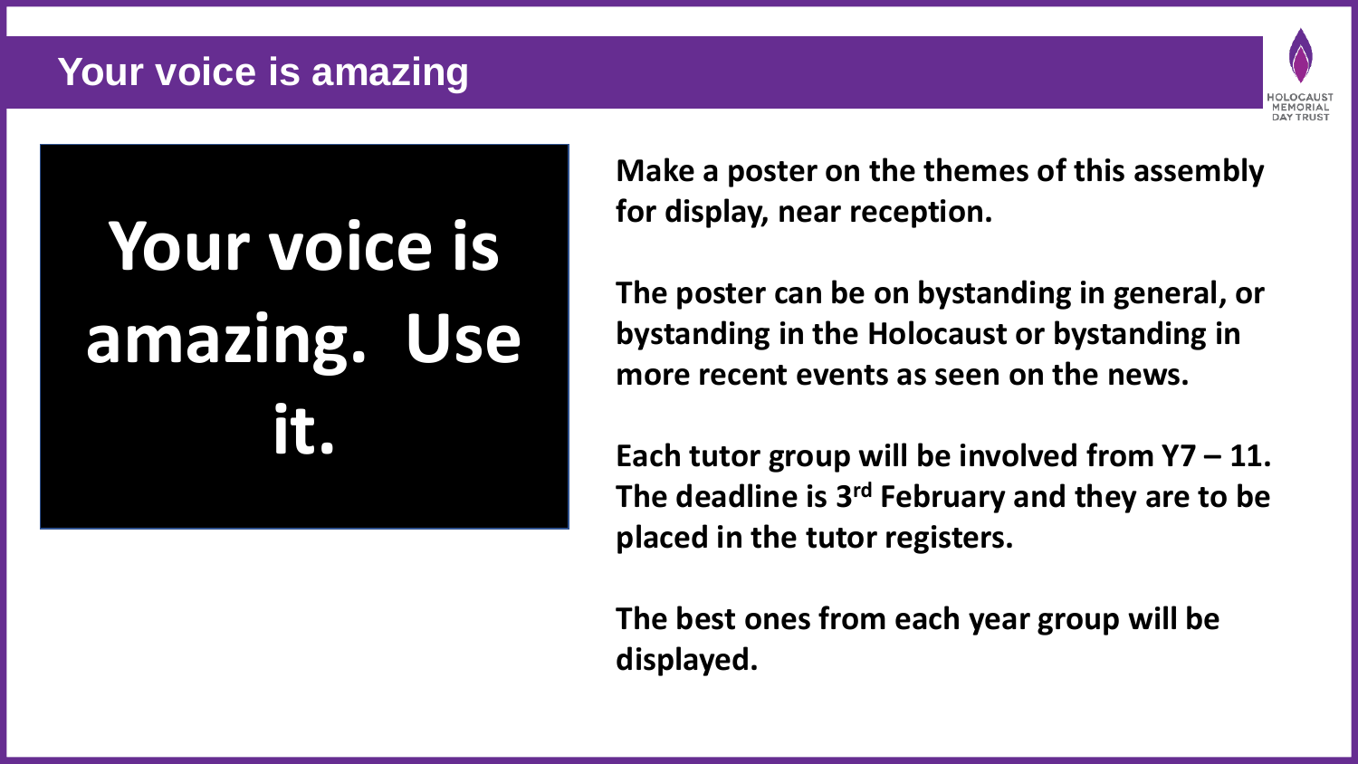# Your voice is amazing

HOLOCAUST MEMORIAL DAY TRUST

**Your voice is amazing. Use it.**

**Make a poster on the themes of this assembly for display, near reception.**

**The poster can be on bystanding in general, or bystanding in the Holocaust or bystanding in more recent events as seen on the news.**

**Each tutor group will be involved from Y7 – 11. The deadline is 3rd February and they are to be placed in the tutor registers.**

**The best ones from each year group will be displayed.**